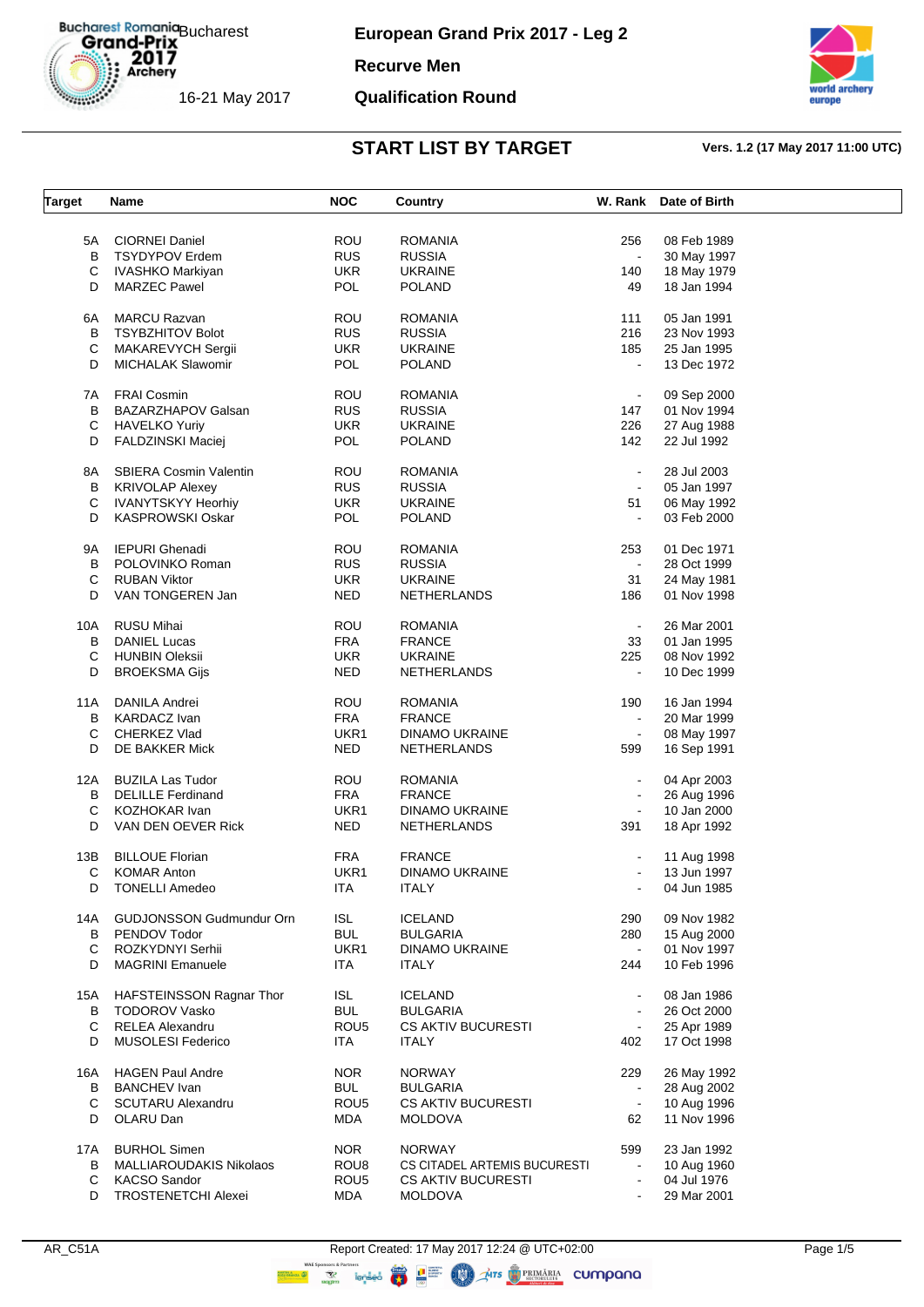# European Grand Prix 2017 - Leg 2

Bucharest

16-21 May 2017

## Recurve Men

## Qualification Round

## START LIST BY TARGET

Vers. 1.2 (17 May 2017 11:00 UTC)

| Target | Name | NOC | Country | W. Rank | Date of Birth |
|---|---|---|---|---|---|
| 5A | CIORNEI Daniel | ROU | ROMANIA | 256 | 08 Feb 1989 |
| B | TSYDYPOV Erdem | RUS | RUSSIA | - | 30 May 1997 |
| C | IVASHKO Markiyan | UKR | UKRAINE | 140 | 18 May 1979 |
| D | MARZEC Pawel | POL | POLAND | 49 | 18 Jan 1994 |
| 6A | MARCU Razvan | ROU | ROMANIA | 111 | 05 Jan 1991 |
| B | TSYBZHITOV Bolot | RUS | RUSSIA | 216 | 23 Nov 1993 |
| C | MAKAREVYCH Sergii | UKR | UKRAINE | 185 | 25 Jan 1995 |
| D | MICHALAK Slawomir | POL | POLAND | - | 13 Dec 1972 |
| 7A | FRAI Cosmin | ROU | ROMANIA | - | 09 Sep 2000 |
| B | BAZARZHAPOV Galsan | RUS | RUSSIA | 147 | 01 Nov 1994 |
| C | HAVELKO Yuriy | UKR | UKRAINE | 226 | 27 Aug 1988 |
| D | FALDZINSKI Maciej | POL | POLAND | 142 | 22 Jul 1992 |
| 8A | SBIERA Cosmin Valentin | ROU | ROMANIA | - | 28 Jul 2003 |
| B | KRIVOLAP Alexey | RUS | RUSSIA | - | 05 Jan 1997 |
| C | IVANYTSKYY Heorhiy | UKR | UKRAINE | 51 | 06 May 1992 |
| D | KASPROWSKI Oskar | POL | POLAND | - | 03 Feb 2000 |
| 9A | IEPURI Ghenadi | ROU | ROMANIA | 253 | 01 Dec 1971 |
| B | POLOVINKO Roman | RUS | RUSSIA | - | 28 Oct 1999 |
| C | RUBAN Viktor | UKR | UKRAINE | 31 | 24 May 1981 |
| D | VAN TONGEREN Jan | NED | NETHERLANDS | 186 | 01 Nov 1998 |
| 10A | RUSU Mihai | ROU | ROMANIA | - | 26 Mar 2001 |
| B | DANIEL Lucas | FRA | FRANCE | 33 | 01 Jan 1995 |
| C | HUNBIN Oleksii | UKR | UKRAINE | 225 | 08 Nov 1992 |
| D | BROEKSMA Gijs | NED | NETHERLANDS | - | 10 Dec 1999 |
| 11A | DANILA Andrei | ROU | ROMANIA | 190 | 16 Jan 1994 |
| B | KARDACZ Ivan | FRA | FRANCE | - | 20 Mar 1999 |
| C | CHERKEZ Vlad | UKR1 | DINAMO UKRAINE | - | 08 May 1997 |
| D | DE BAKKER Mick | NED | NETHERLANDS | 599 | 16 Sep 1991 |
| 12A | BUZILA Las Tudor | ROU | ROMANIA | - | 04 Apr 2003 |
| B | DELILLE Ferdinand | FRA | FRANCE | - | 26 Aug 1996 |
| C | KOZHOKAR Ivan | UKR1 | DINAMO UKRAINE | - | 10 Jan 2000 |
| D | VAN DEN OEVER Rick | NED | NETHERLANDS | 391 | 18 Apr 1992 |
| 13B | BILLOUE Florian | FRA | FRANCE | - | 11 Aug 1998 |
| C | KOMAR Anton | UKR1 | DINAMO UKRAINE | - | 13 Jun 1997 |
| D | TONELLI Amedeo | ITA | ITALY | - | 04 Jun 1985 |
| 14A | GUDJONSSON Gudmundur Orn | ISL | ICELAND | 290 | 09 Nov 1982 |
| B | PENDOV Todor | BUL | BULGARIA | 280 | 15 Aug 2000 |
| C | ROZKYDNYI Serhii | UKR1 | DINAMO UKRAINE | - | 01 Nov 1997 |
| D | MAGRINI Emanuele | ITA | ITALY | 244 | 10 Feb 1996 |
| 15A | HAFSTEINSSON Ragnar Thor | ISL | ICELAND | - | 08 Jan 1986 |
| B | TODOROV Vasko | BUL | BULGARIA | - | 26 Oct 2000 |
| C | RELEA Alexandru | ROU5 | CS AKTIV BUCURESTI | - | 25 Apr 1989 |
| D | MUSOLESI Federico | ITA | ITALY | 402 | 17 Oct 1998 |
| 16A | HAGEN Paul Andre | NOR | NORWAY | 229 | 26 May 1992 |
| B | BANCHEV Ivan | BUL | BULGARIA | - | 28 Aug 2002 |
| C | SCUTARU Alexandru | ROU5 | CS AKTIV BUCURESTI | - | 10 Aug 1996 |
| D | OLARU Dan | MDA | MOLDOVA | 62 | 11 Nov 1996 |
| 17A | BURHOL Simen | NOR | NORWAY | 599 | 23 Jan 1992 |
| B | MALLIAROUDAKIS Nikolaos | ROU8 | CS CITADEL ARTEMIS BUCURESTI | - | 10 Aug 1960 |
| C | KACSO Sandor | ROU5 | CS AKTIV BUCURESTI | - | 04 Jul 1976 |
| D | TROSTENETCHI Alexei | MDA | MOLDOVA | - | 29 Mar 2001 |

AR_C51A Report Created: 17 May 2017 12:24 @ UTC+02:00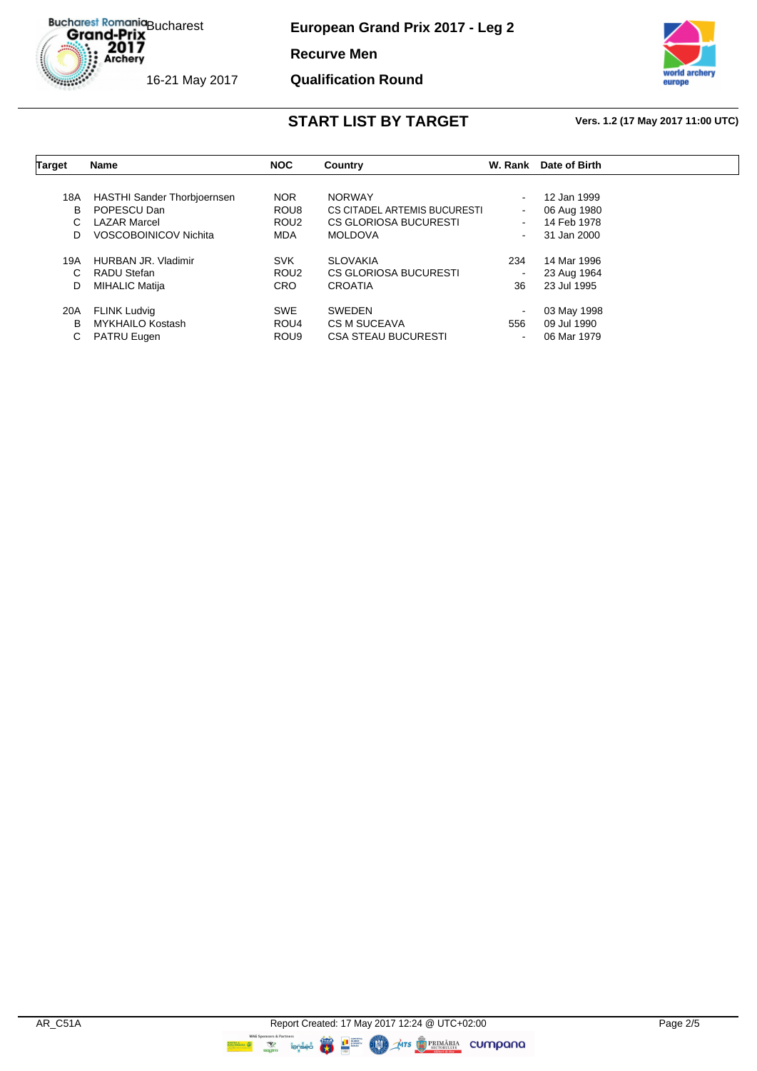# START LIST BY TARGET

Vers. 1.2 (17 May 2017 11:00 UTC)

| Target | Name | NOC | Country | W. Rank | Date of Birth |
|---|---|---|---|---|---|
| 18A | HASTHI Sander Thorbjoernsen | NOR | NORWAY | - | 12 Jan 1999 |
| B | POPESCU Dan | ROU8 | CS CITADEL ARTEMIS BUCURESTI | - | 06 Aug 1980 |
| C | LAZAR Marcel | ROU2 | CS GLORIOSA BUCURESTI | - | 14 Feb 1978 |
| D | VOSCOBOINICOV Nichita | MDA | MOLDOVA | - | 31 Jan 2000 |
| 19A | HURBAN JR. Vladimir | SVK | SLOVAKIA | 234 | 14 Mar 1996 |
| C | RADU Stefan | ROU2 | CS GLORIOSA BUCURESTI | - | 23 Aug 1964 |
| D | MIHALIC Matija | CRO | CROATIA | 36 | 23 Jul 1995 |
| 20A | FLINK Ludvig | SWE | SWEDEN | - | 03 May 1998 |
| B | MYKHAILO Kostash | ROU4 | CS M SUCEAVA | 556 | 09 Jul 1990 |
| C | PATRU Eugen | ROU9 | CSA STEAU BUCURESTI | - | 06 Mar 1979 |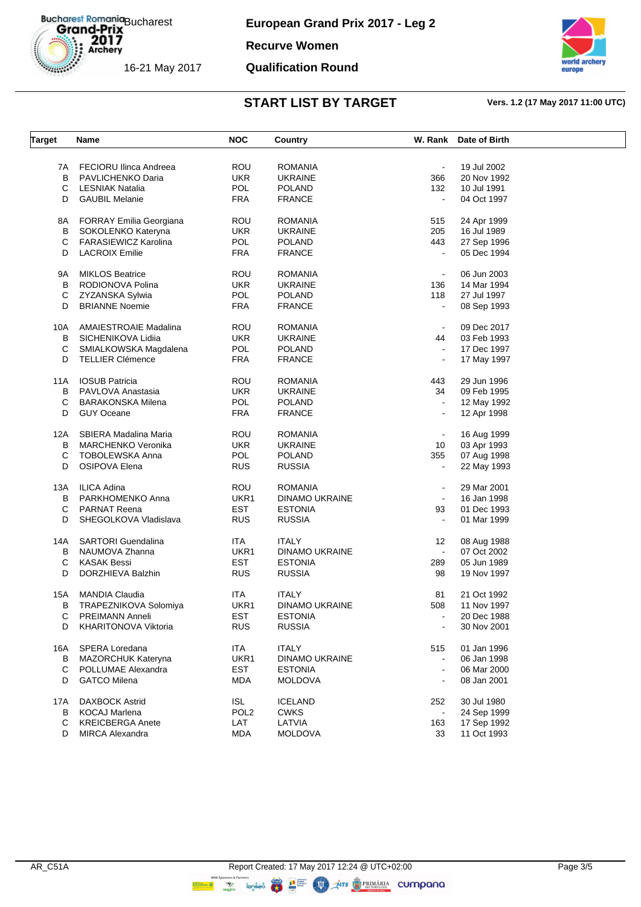# European Grand Prix 2017 - Leg 2

Bucharest

16-21 May 2017

**Recurve Women**

**Qualification Round**

## START LIST BY TARGET

**Vers. 1.2 (17 May 2017 11:00 UTC)**

| Target | Name | NOC | Country | W. Rank | Date of Birth |
|---|---|---|---|---|---|
| 7A | FECIORU Ilinca Andreea | ROU | ROMANIA | - | 19 Jul 2002 |
| B | PAVLICHENKO Daria | UKR | UKRAINE | 366 | 20 Nov 1992 |
| C | LESNIAK Natalia | POL | POLAND | 132 | 10 Jul 1991 |
| D | GAUBIL Melanie | FRA | FRANCE | - | 04 Oct 1997 |
| 8A | FORRAY Emilia Georgiana | ROU | ROMANIA | 515 | 24 Apr 1999 |
| B | SOKOLENKO Kateryna | UKR | UKRAINE | 205 | 16 Jul 1989 |
| C | FARASIEWICZ Karolina | POL | POLAND | 443 | 27 Sep 1996 |
| D | LACROIX Emilie | FRA | FRANCE | - | 05 Dec 1994 |
| 9A | MIKLOS Beatrice | ROU | ROMANIA | - | 06 Jun 2003 |
| B | RODIONOVA Polina | UKR | UKRAINE | 136 | 14 Mar 1994 |
| C | ZYZANSKA Sylwia | POL | POLAND | 118 | 27 Jul 1997 |
| D | BRIANNE Noemie | FRA | FRANCE | - | 08 Sep 1993 |
| 10A | AMAIESTROAIE Madalina | ROU | ROMANIA | - | 09 Dec 2017 |
| B | SICHENIKOVA Lidiia | UKR | UKRAINE | 44 | 03 Feb 1993 |
| C | SMIALKOWSKA Magdalena | POL | POLAND | - | 17 Dec 1997 |
| D | TELLIER Clémence | FRA | FRANCE | - | 17 May 1997 |
| 11A | IOSUB Patricia | ROU | ROMANIA | 443 | 29 Jun 1996 |
| B | PAVLOVA Anastasia | UKR | UKRAINE | 34 | 09 Feb 1995 |
| C | BARAKONSKA Milena | POL | POLAND | - | 12 May 1992 |
| D | GUY Oceane | FRA | FRANCE | - | 12 Apr 1998 |
| 12A | SBIERA Madalina Maria | ROU | ROMANIA | - | 16 Aug 1999 |
| B | MARCHENKO Veronika | UKR | UKRAINE | 10 | 03 Apr 1993 |
| C | TOBOLEWSKA Anna | POL | POLAND | 355 | 07 Aug 1998 |
| D | OSIPOVA Elena | RUS | RUSSIA | - | 22 May 1993 |
| 13A | ILICA Adina | ROU | ROMANIA | - | 29 Mar 2001 |
| B | PARKHOMENKO Anna | UKR1 | DINAMO UKRAINE | - | 16 Jan 1998 |
| C | PARNAT Reena | EST | ESTONIA | 93 | 01 Dec 1993 |
| D | SHEGOLKOVA Vladislava | RUS | RUSSIA | - | 01 Mar 1999 |
| 14A | SARTORI Guendalina | ITA | ITALY | 12 | 08 Aug 1988 |
| B | NAUMOVA Zhanna | UKR1 | DINAMO UKRAINE | - | 07 Oct 2002 |
| C | KASAK Bessi | EST | ESTONIA | 289 | 05 Jun 1989 |
| D | DORZHIEVA Balzhin | RUS | RUSSIA | 98 | 19 Nov 1997 |
| 15A | MANDIA Claudia | ITA | ITALY | 81 | 21 Oct 1992 |
| B | TRAPEZNIKOVA Solomiya | UKR1 | DINAMO UKRAINE | 508 | 11 Nov 1997 |
| C | PREIMANN Anneli | EST | ESTONIA | - | 20 Dec 1988 |
| D | KHARITONOVA Viktoria | RUS | RUSSIA | - | 30 Nov 2001 |
| 16A | SPERA Loredana | ITA | ITALY | 515 | 01 Jan 1996 |
| B | MAZORCHUK Kateryna | UKR1 | DINAMO UKRAINE | - | 06 Jan 1998 |
| C | POLLUMAE Alexandra | EST | ESTONIA | - | 06 Mar 2000 |
| D | GATCO Milena | MDA | MOLDOVA | - | 08 Jan 2001 |
| 17A | DAXBOCK Astrid | ISL | ICELAND | 252 | 30 Jul 1980 |
| B | KOCAJ Marlena | POL2 | CWKS | - | 24 Sep 1999 |
| C | KREICBERGA Anete | LAT | LATVIA | 163 | 17 Sep 1992 |
| D | MIRCA Alexandra | MDA | MOLDOVA | 33 | 11 Oct 1993 |

AR_C51A

Report Created: 17 May 2017 12:24 @ UTC+02:00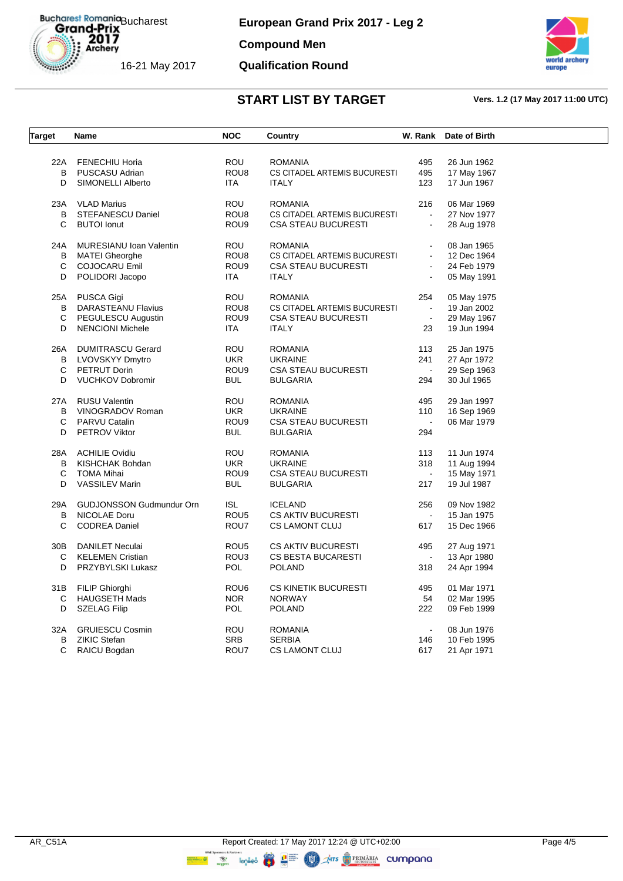# European Grand Prix 2017 - Leg 2

**Compound Men**

**Qualification Round**

Bucharest

16-21 May 2017

## START LIST BY TARGET

**Vers. 1.2 (17 May 2017 11:00 UTC)**

| Target | Name | NOC | Country | W. Rank | Date of Birth |
|---|---|---|---|---|---|
| 22A | FENECHIU Horia | ROU | ROMANIA | 495 | 26 Jun 1962 |
| B | PUSCASU Adrian | ROU8 | CS CITADEL ARTEMIS BUCURESTI | 495 | 17 May 1967 |
| D | SIMONELLI Alberto | ITA | ITALY | 123 | 17 Jun 1967 |
| 23A | VLAD Marius | ROU | ROMANIA | 216 | 06 Mar 1969 |
| B | STEFANESCU Daniel | ROU8 | CS CITADEL ARTEMIS BUCURESTI | - | 27 Nov 1977 |
| C | BUTOI Ionut | ROU9 | CSA STEAU BUCURESTI | - | 28 Aug 1978 |
| 24A | MURESIANU Ioan Valentin | ROU | ROMANIA | - | 08 Jan 1965 |
| B | MATEI Gheorghe | ROU8 | CS CITADEL ARTEMIS BUCURESTI | - | 12 Dec 1964 |
| C | COJOCARU Emil | ROU9 | CSA STEAU BUCURESTI | - | 24 Feb 1979 |
| D | POLIDORI Jacopo | ITA | ITALY | - | 05 May 1991 |
| 25A | PUSCA Gigi | ROU | ROMANIA | 254 | 05 May 1975 |
| B | DARASTEANU Flavius | ROU8 | CS CITADEL ARTEMIS BUCURESTI | - | 19 Jan 2002 |
| C | PEGULESCU Augustin | ROU9 | CSA STEAU BUCURESTI | - | 29 May 1967 |
| D | NENCIONI Michele | ITA | ITALY | 23 | 19 Jun 1994 |
| 26A | DUMITRASCU Gerard | ROU | ROMANIA | 113 | 25 Jan 1975 |
| B | LVOVSKYY Dmytro | UKR | UKRAINE | 241 | 27 Apr 1972 |
| C | PETRUT Dorin | ROU9 | CSA STEAU BUCURESTI | - | 29 Sep 1963 |
| D | VUCHKOV Dobromir | BUL | BULGARIA | 294 | 30 Jul 1965 |
| 27A | RUSU Valentin | ROU | ROMANIA | 495 | 29 Jan 1997 |
| B | VINOGRADOV Roman | UKR | UKRAINE | 110 | 16 Sep 1969 |
| C | PARVU Catalin | ROU9 | CSA STEAU BUCURESTI | - | 06 Mar 1979 |
| D | PETROV Viktor | BUL | BULGARIA | 294 | |
| 28A | ACHILIE Ovidiu | ROU | ROMANIA | 113 | 11 Jun 1974 |
| B | KISHCHAK Bohdan | UKR | UKRAINE | 318 | 11 Aug 1994 |
| C | TOMA Mihai | ROU9 | CSA STEAU BUCURESTI | - | 15 May 1971 |
| D | VASSILEV Marin | BUL | BULGARIA | 217 | 19 Jul 1987 |
| 29A | GUDJONSSON Gudmundur Orn | ISL | ICELAND | 256 | 09 Nov 1982 |
| B | NICOLAE Doru | ROU5 | CS AKTIV BUCURESTI | - | 15 Jan 1975 |
| C | CODREA Daniel | ROU7 | CS LAMONT CLUJ | 617 | 15 Dec 1966 |
| 30B | DANILET Neculai | ROU5 | CS AKTIV BUCURESTI | 495 | 27 Aug 1971 |
| C | KELEMEN Cristian | ROU3 | CS BESTA BUCARESTI | - | 13 Apr 1980 |
| D | PRZYBYLSKI Lukasz | POL | POLAND | 318 | 24 Apr 1994 |
| 31B | FILIP Ghiorghi | ROU6 | CS KINETIK BUCURESTI | 495 | 01 Mar 1971 |
| C | HAUGSETH Mads | NOR | NORWAY | 54 | 02 Mar 1995 |
| D | SZELAG Filip | POL | POLAND | 222 | 09 Feb 1999 |
| 32A | GRUIESCU Cosmin | ROU | ROMANIA | - | 08 Jun 1976 |
| B | ZIKIC Stefan | SRB | SERBIA | 146 | 10 Feb 1995 |
| C | RAICU Bogdan | ROU7 | CS LAMONT CLUJ | 617 | 21 Apr 1971 |

AR_C51A    Report Created: 17 May 2017 12:24 @ UTC+02:00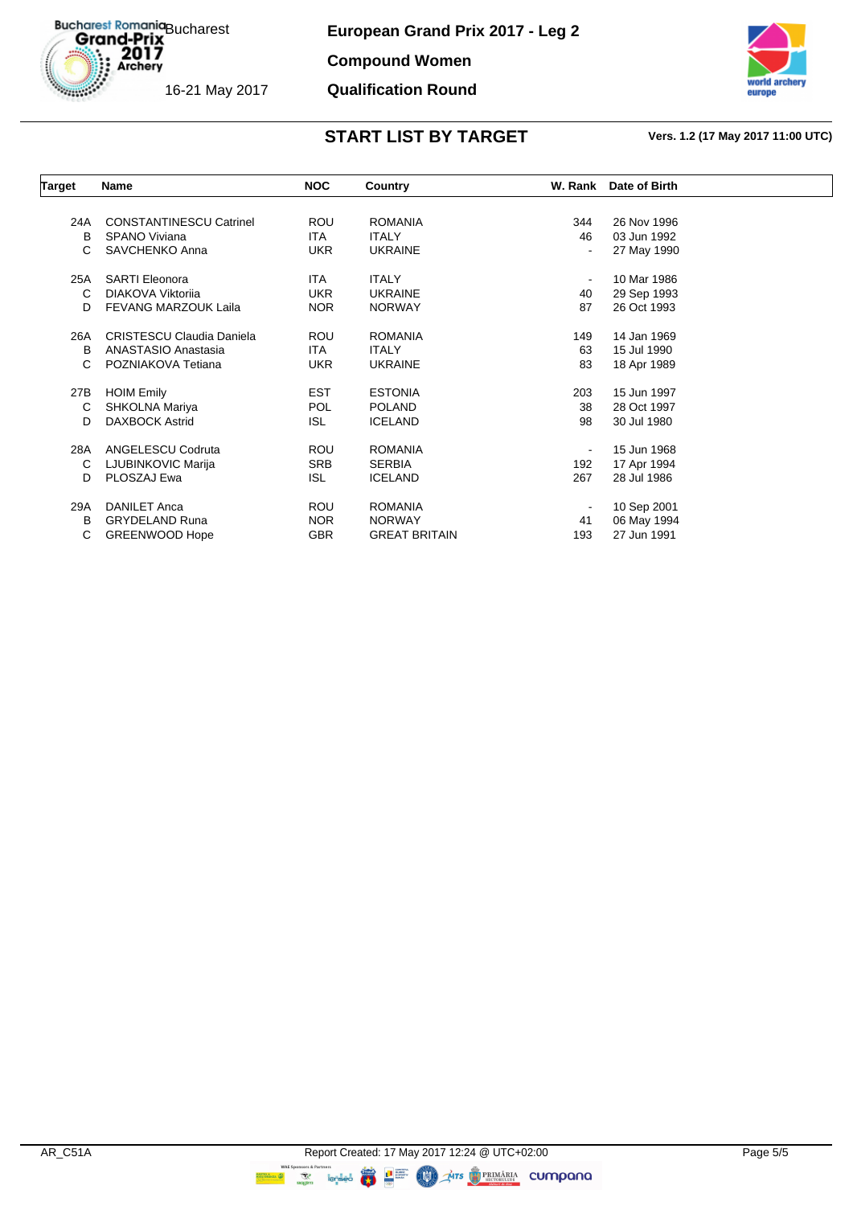# European Grand Prix 2017 - Leg 2

## Compound Women

## Qualification Round

Bucharest

16-21 May 2017

### START LIST BY TARGET

**Vers. 1.2 (17 May 2017 11:00 UTC)**

| Target | Name | NOC | Country | W. Rank | Date of Birth |
|---|---|---|---|---|---|
| 24A | CONSTANTINESCU Catrinel | ROU | ROMANIA | 344 | 26 Nov 1996 |
| B | SPANO Viviana | ITA | ITALY | 46 | 03 Jun 1992 |
| C | SAVCHENKO Anna | UKR | UKRAINE | - | 27 May 1990 |
| 25A | SARTI Eleonora | ITA | ITALY | - | 10 Mar 1986 |
| C | DIAKOVA Viktoriia | UKR | UKRAINE | 40 | 29 Sep 1993 |
| D | FEVANG MARZOUK Laila | NOR | NORWAY | 87 | 26 Oct 1993 |
| 26A | CRISTESCU Claudia Daniela | ROU | ROMANIA | 149 | 14 Jan 1969 |
| B | ANASTASIO Anastasia | ITA | ITALY | 63 | 15 Jul 1990 |
| C | POZNIAKOVA Tetiana | UKR | UKRAINE | 83 | 18 Apr 1989 |
| 27B | HOIM Emily | EST | ESTONIA | 203 | 15 Jun 1997 |
| C | SHKOLNA Mariya | POL | POLAND | 38 | 28 Oct 1997 |
| D | DAXBOCK Astrid | ISL | ICELAND | 98 | 30 Jul 1980 |
| 28A | ANGELESCU Codruta | ROU | ROMANIA | - | 15 Jun 1968 |
| C | LJUBINKOVIC Marija | SRB | SERBIA | 192 | 17 Apr 1994 |
| D | PLOSZAJ Ewa | ISL | ICELAND | 267 | 28 Jul 1986 |
| 29A | DANILET Anca | ROU | ROMANIA | - | 10 Sep 2001 |
| B | GRYDELAND Runa | NOR | NORWAY | 41 | 06 May 1994 |
| C | GREENWOOD Hope | GBR | GREAT BRITAIN | 193 | 27 Jun 1991 |

AR_C51A

Report Created: 17 May 2017 12:24 @ UTC+02:00